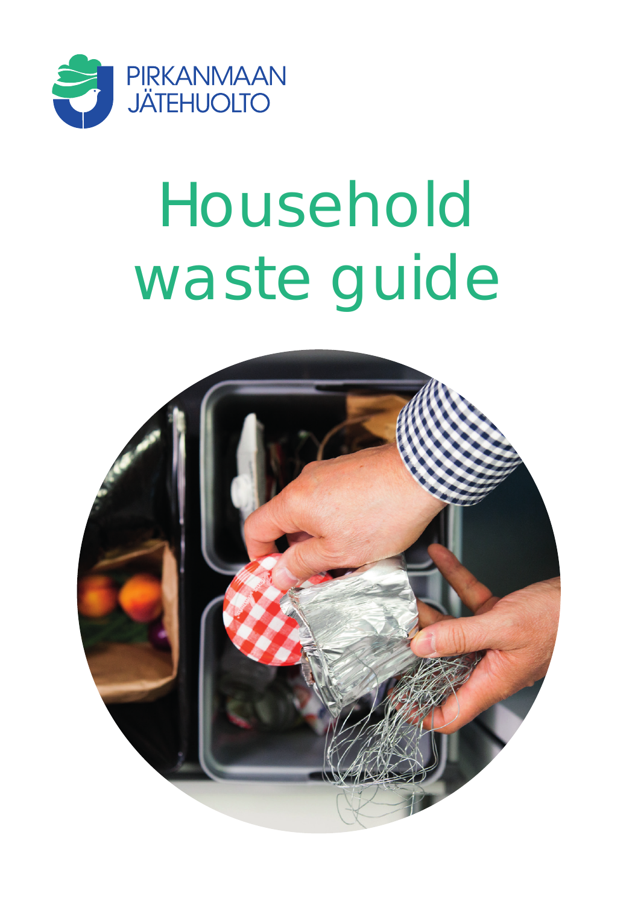PIRKANMAAN JÄTEHUOLTO

# Household waste guide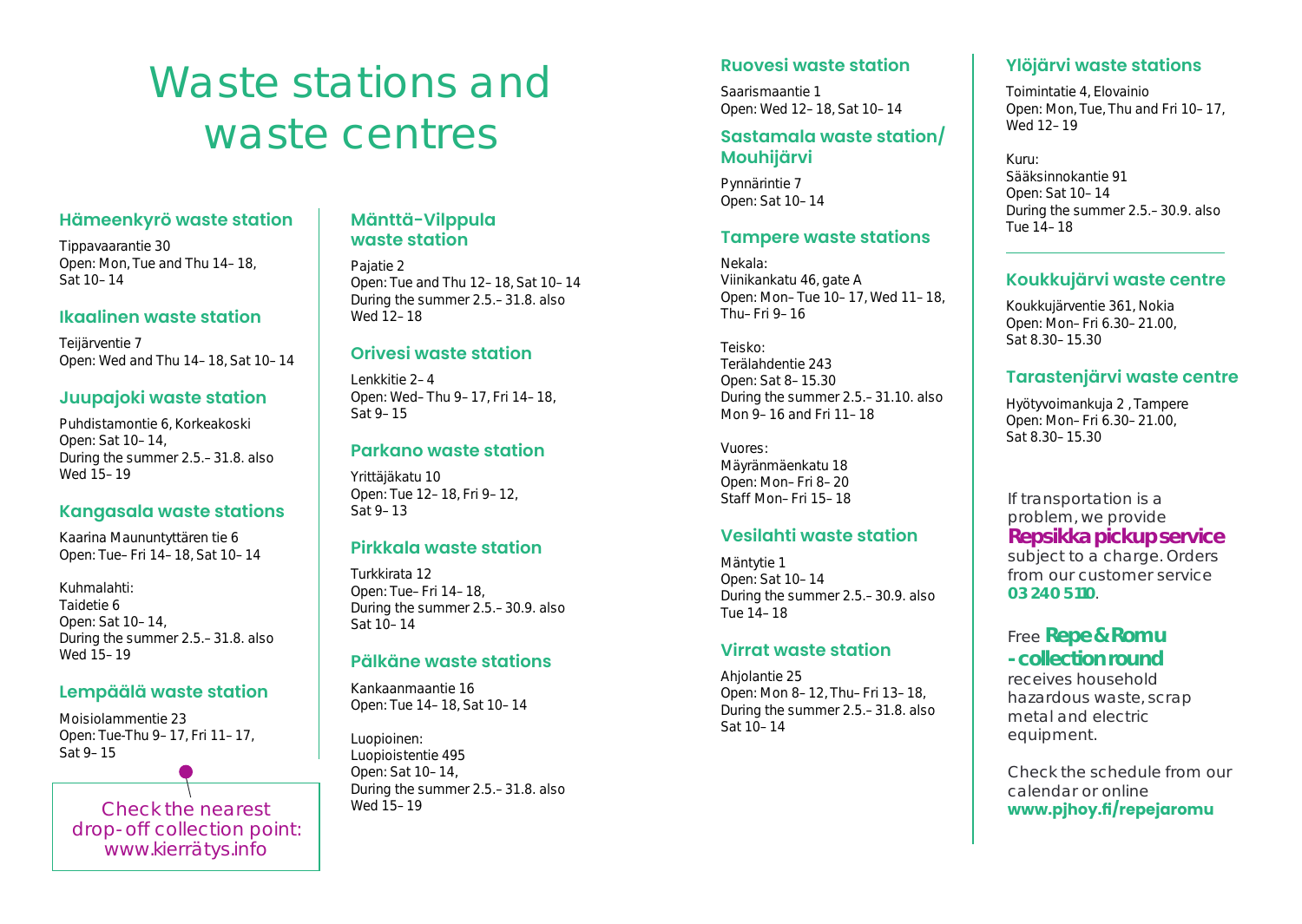# Waste stations and waste centres

## Hämeenkyrö waste station

Tippavaarantie 30
Open: Mon, Tue and Thu 14–18, Sat 10–14

## Ikaalinen waste station

Teijärventie 7
Open: Wed and Thu 14–18, Sat 10–14

## Juupajoki waste station

Puhdistamontie 6, Korkeakoski
Open: Sat 10–14,
During the summer 2.5.–31.8. also Wed 15–19

## Kangasala waste stations

Kaarina Maununtyttären tie 6
Open: Tue–Fri 14–18, Sat 10–14

Kuhmalahti:
Taidetie 6
Open: Sat 10–14,
During the summer 2.5.–31.8. also Wed 15–19

## Lempäälä waste station

Moisiolammentie 23
Open: Tue-Thu 9–17, Fri 11–17, Sat 9–15

Check the nearest drop-off collection point: www.kierrätys.info

## Mänttä-Vilppula waste station

Pajatie 2
Open: Tue and Thu 12–18, Sat 10–14
During the summer 2.5.–31.8. also Wed 12–18

## Orivesi waste station

Lenkkitie 2–4
Open: Wed–Thu 9–17, Fri 14–18, Sat 9–15

## Parkano waste station

Yrittäjäkatu 10
Open: Tue 12–18, Fri 9–12, Sat 9–13

## Pirkkala waste station

Turkkirata 12
Open: Tue–Fri 14–18,
During the summer 2.5.–30.9. also Sat 10–14

## Pälkäne waste stations

Kankaanmaantie 16
Open: Tue 14–18, Sat 10–14

Luopioinen:
Luopioistentie 495
Open: Sat 10–14,
During the summer 2.5.–31.8. also Wed 15–19

## Ruovesi waste station

Saarismaantie 1
Open: Wed 12–18, Sat 10–14

## Sastamala waste station/ Mouhijärvi

Pynnärintie 7
Open: Sat 10–14

## Tampere waste stations

Nekala:
Viinikankatu 46, gate A
Open: Mon–Tue 10–17, Wed 11–18, Thu–Fri 9–16

Teisko:
Terälahdentie 243
Open: Sat 8–15.30
During the summer 2.5.–31.10. also Mon 9–16 and Fri 11–18

Vuores:
Mäyränmäenkatu 18
Open: Mon–Fri 8–20
Staff Mon–Fri 15–18

## Vesilahti waste station

Mäntytie 1
Open: Sat 10–14
During the summer 2.5.–30.9. also Tue 14–18

## Virrat waste station

Ahjolantie 25
Open: Mon 8–12, Thu–Fri 13–18,
During the summer 2.5.–31.8. also Sat 10–14

## Ylöjärvi waste stations

Toimintatie 4, Elovainio
Open: Mon, Tue, Thu and Fri 10–17, Wed 12–19

Kuru:
Sääksinnokantie 91
Open: Sat 10–14
During the summer 2.5.–30.9. also Tue 14–18

## Koukkujärvi waste centre

Koukkujärventie 361, Nokia
Open: Mon–Fri 6.30–21.00, Sat 8.30–15.30

## Tarastenjärvi waste centre

Hyötyvoimankuja 2 , Tampere
Open: Mon–Fri 6.30–21.00, Sat 8.30–15.30

If transportation is a problem, we provide **Repsikka pickup service** subject to a charge. Orders from our customer service **03 240 5110**.

Free **Repe & Romu - collection round** receives household hazardous waste, scrap metal and electric equipment.

Check the schedule from our calendar or online **www.pjhoy.fi/repejaromu**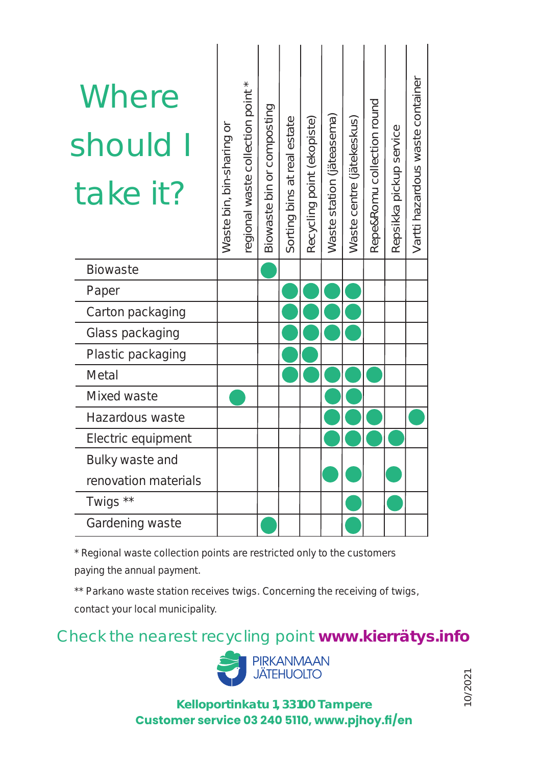# Where should I take it?

| | Waste bin, bin-sharing or regional waste collection point * | Biowaste bin or composting | Sorting bins at real estate | Recycling point (ekopiste) | Waste station (jäteasema) | Waste centre (jätekeskus) | Repe&Romu collection round | Repsikka pickup service | Vartti hazardous waste container |
|---|---|---|---|---|---|---|---|---|---|
| Biowaste | | ● | | | | | | | |
| Paper | | | ● | ● | ● | ● | | | |
| Carton packaging | | | ● | ● | ● | ● | | | |
| Glass packaging | | | ● | ● | ● | ● | | | |
| Plastic packaging | | | ● | ● | | | | | |
| Metal | | | ● | ● | ● | ● | ● | | |
| Mixed waste | ● | | | | ● | ● | | | |
| Hazardous waste | | | | | ● | ● | ● | | ● |
| Electric equipment | | | | | ● | ● | ● | ● | |
| Bulky waste and renovation materials | | | | | ● | ● | | ● | |
| Twigs ** | | | | | | ● | | ● | |
| Gardening waste | | ● | | | | ● | | | |

\* Regional waste collection points are restricted only to the customers paying the annual payment.

** Parkano waste station receives twigs. Concerning the receiving of twigs, contact your local municipality.

Check the nearest recycling point **www.kierrätys.info**

PIRKANMAAN JÄTEHUOLTO

**Kelloportinkatu 1, 33100 Tampere**
**Customer service 03 240 5110, www.pjhoy.fi/en**

10/2021